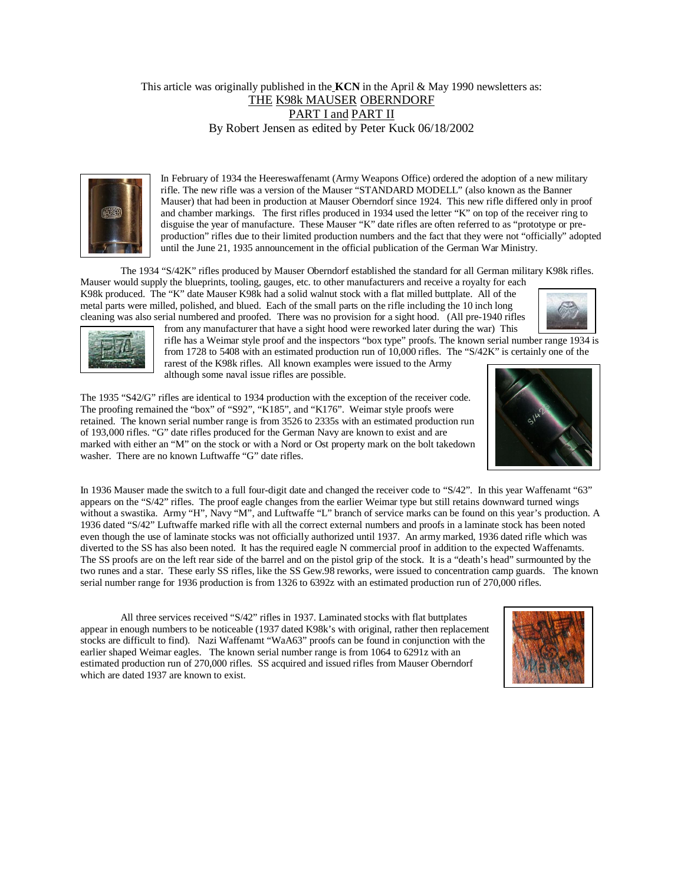This article was originally published in the **KCN** in the April & May 1990 newsletters as:

THE K98k MAUSER OBERNDORF

PART I and PART II

By Robert Jensen as edited by Peter Kuck 06/18/2002

In February of 1934 the Heereswaffenamt (Army Weapons Office) ordered the adoption of a new military rifle. The new rifle was a version of the Mauser "STANDARD MODELL" (also known as the Banner Mauser) that had been in production at Mauser Oberndorf since 1924. This new rifle differed only in proof and chamber markings. The first rifles produced in 1934 used the letter "K" on top of the receiver ring to disguise the year of manufacture. These Mauser "K" date rifles are often referred to as "prototype or pre-production" rifles due to their limited production numbers and the fact that they were not "officially" adopted until the June 21, 1935 announcement in the official publication of the German War Ministry.

The 1934 "S/42K" rifles produced by Mauser Oberndorf established the standard for all German military K98k rifles. Mauser would supply the blueprints, tooling, gauges, etc. to other manufacturers and receive a royalty for each K98k produced. The "K" date Mauser K98k had a solid walnut stock with a flat milled buttplate. All of the metal parts were milled, polished, and blued. Each of the small parts on the rifle including the 10 inch long cleaning was also serial numbered and proofed. There was no provision for a sight hood. (All pre-1940 rifles from any manufacturer that have a sight hood were reworked later during the war) This rifle has a Weimar style proof and the inspectors "box type" proofs. The known serial number range 1934 is from 1728 to 5408 with an estimated production run of 10,000 rifles. The "S/42K" is certainly one of the rarest of the K98k rifles. All known examples were issued to the Army although some naval issue rifles are possible.

The 1935 "S42/G" rifles are identical to 1934 production with the exception of the receiver code. The proofing remained the "box" of "S92", "K185", and "K176". Weimar style proofs were retained. The known serial number range is from 3526 to 2335s with an estimated production run of 193,000 rifles. "G" date rifles produced for the German Navy are known to exist and are marked with either an "M" on the stock or with a Nord or Ost property mark on the bolt takedown washer. There are no known Luftwaffe "G" date rifles.

In 1936 Mauser made the switch to a full four-digit date and changed the receiver code to "S/42". In this year Waffenamt "63" appears on the "S/42" rifles. The proof eagle changes from the earlier Weimar type but still retains downward turned wings without a swastika. Army "H", Navy "M", and Luftwaffe "L" branch of service marks can be found on this year's production. A 1936 dated "S/42" Luftwaffe marked rifle with all the correct external numbers and proofs in a laminate stock has been noted even though the use of laminate stocks was not officially authorized until 1937. An army marked, 1936 dated rifle which was diverted to the SS has also been noted. It has the required eagle N commercial proof in addition to the expected Waffenamts. The SS proofs are on the left rear side of the barrel and on the pistol grip of the stock. It is a "death's head" surmounted by the two runes and a star. These early SS rifles, like the SS Gew.98 reworks, were issued to concentration camp guards. The known serial number range for 1936 production is from 1326 to 6392z with an estimated production run of 270,000 rifles.

All three services received "S/42" rifles in 1937. Laminated stocks with flat buttplates appear in enough numbers to be noticeable (1937 dated K98k's with original, rather then replacement stocks are difficult to find). Nazi Waffenamt "WaA63" proofs can be found in conjunction with the earlier shaped Weimar eagles. The known serial number range is from 1064 to 6291z with an estimated production run of 270,000 rifles. SS acquired and issued rifles from Mauser Oberndorf which are dated 1937 are known to exist.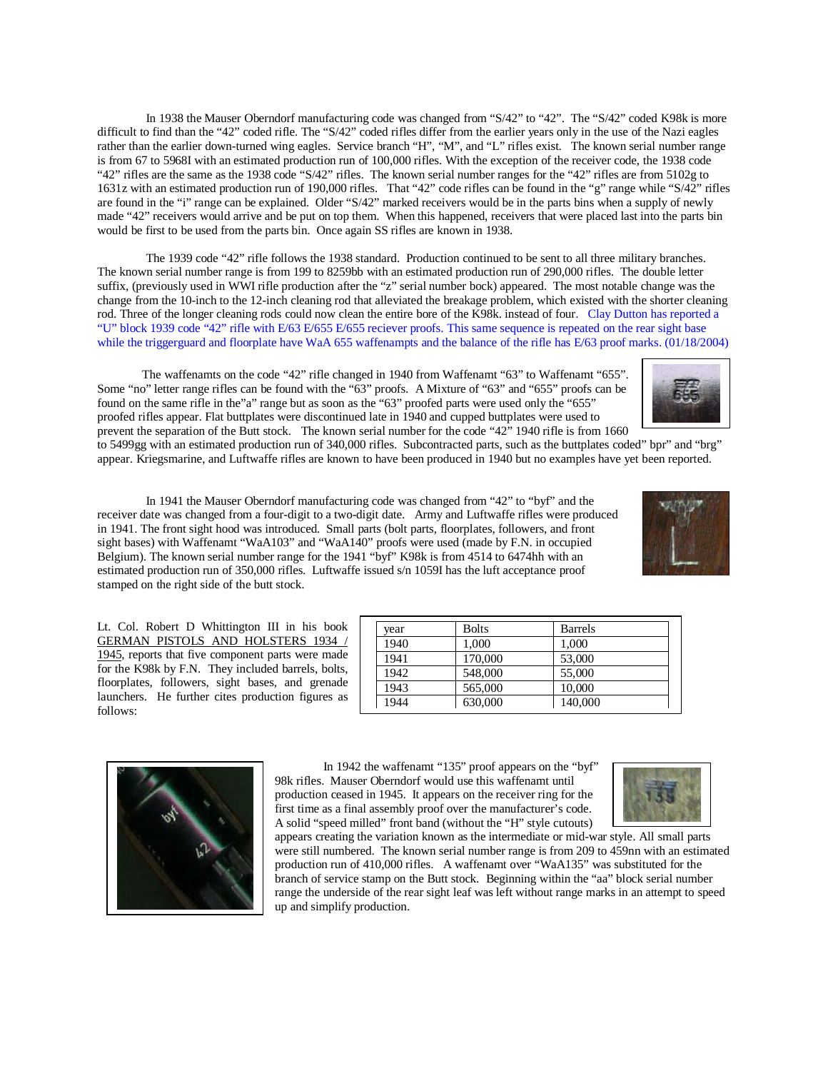In 1938 the Mauser Oberndorf manufacturing code was changed from "S/42" to "42". The "S/42" coded K98k is more difficult to find than the "42" coded rifle. The "S/42" coded rifles differ from the earlier years only in the use of the Nazi eagles rather than the earlier down-turned wing eagles. Service branch "H", "M", and "L" rifles exist. The known serial number range is from 67 to 5968I with an estimated production run of 100,000 rifles. With the exception of the receiver code, the 1938 code "42" rifles are the same as the 1938 code "S/42" rifles. The known serial number ranges for the "42" rifles are from 5102g to 1631z with an estimated production run of 190,000 rifles. That "42" code rifles can be found in the "g" range while "S/42" rifles are found in the "i" range can be explained. Older "S/42" marked receivers would be in the parts bins when a supply of newly made "42" receivers would arrive and be put on top them. When this happened, receivers that were placed last into the parts bin would be first to be used from the parts bin. Once again SS rifles are known in 1938.

The 1939 code "42" rifle follows the 1938 standard. Production continued to be sent to all three military branches. The known serial number range is from 199 to 8259bb with an estimated production run of 290,000 rifles. The double letter suffix, (previously used in WWI rifle production after the "z" serial number bock) appeared. The most notable change was the change from the 10-inch to the 12-inch cleaning rod that alleviated the breakage problem, which existed with the shorter cleaning rod. Three of the longer cleaning rods could now clean the entire bore of the K98k. instead of four. Clay Dutton has reported a "U" block 1939 code "42" rifle with E/63 E/655 E/655 reciever proofs. This same sequence is repeated on the rear sight base while the triggerguard and floorplate have WaA 655 waffenampts and the balance of the rifle has E/63 proof marks. (01/18/2004)

The waffenamts on the code "42" rifle changed in 1940 from Waffenamt "63" to Waffenamt "655". Some "no" letter range rifles can be found with the "63" proofs. A Mixture of "63" and "655" proofs can be found on the same rifle in the"a" range but as soon as the "63" proofed parts were used only the "655" proofed rifles appear. Flat buttplates were discontinued late in 1940 and cupped buttplates were used to prevent the separation of the Butt stock. The known serial number for the code "42" 1940 rifle is from 1660 to 5499gg with an estimated production run of 340,000 rifles. Subcontracted parts, such as the buttplates coded" bpr" and "brg" appear. Kriegsmarine, and Luftwaffe rifles are known to have been produced in 1940 but no examples have yet been reported.

In 1941 the Mauser Oberndorf manufacturing code was changed from "42" to "byf" and the receiver date was changed from a four-digit to a two-digit date. Army and Luftwaffe rifles were produced in 1941. The front sight hood was introduced. Small parts (bolt parts, floorplates, followers, and front sight bases) with Waffenamt "WaA103" and "WaA140" proofs were used (made by F.N. in occupied Belgium). The known serial number range for the 1941 "byf" K98k is from 4514 to 6474hh with an estimated production run of 350,000 rifles. Luftwaffe issued s/n 1059I has the luft acceptance proof stamped on the right side of the butt stock.

Lt. Col. Robert D Whittington III in his book GERMAN PISTOLS AND HOLSTERS 1934 / 1945, reports that five component parts were made for the K98k by F.N. They included barrels, bolts, floorplates, followers, sight bases, and grenade launchers. He further cites production figures as follows:

| year | Bolts | Barrels |
| --- | --- | --- |
| 1940 | 1,000 | 1,000 |
| 1941 | 170,000 | 53,000 |
| 1942 | 548,000 | 55,000 |
| 1943 | 565,000 | 10,000 |
| 1944 | 630,000 | 140,000 |

In 1942 the waffenamt "135" proof appears on the "byf" 98k rifles. Mauser Oberndorf would use this waffenamt until production ceased in 1945. It appears on the receiver ring for the first time as a final assembly proof over the manufacturer's code. A solid "speed milled" front band (without the "H" style cutouts) appears creating the variation known as the intermediate or mid-war style. All small parts were still numbered. The known serial number range is from 209 to 459nn with an estimated production run of 410,000 rifles. A waffenamt over "WaA135" was substituted for the branch of service stamp on the Butt stock. Beginning within the "aa" block serial number range the underside of the rear sight leaf was left without range marks in an attempt to speed up and simplify production.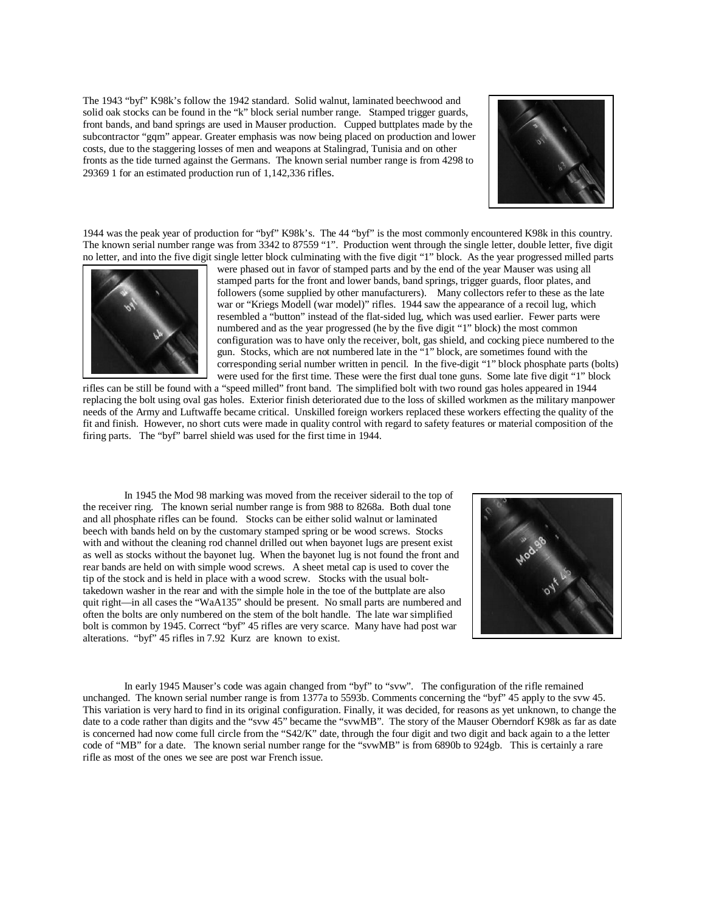The 1943 "byf" K98k's follow the 1942 standard. Solid walnut, laminated beechwood and solid oak stocks can be found in the "k" block serial number range. Stamped trigger guards, front bands, and band springs are used in Mauser production. Cupped buttplates made by the subcontractor "gqm" appear. Greater emphasis was now being placed on production and lower costs, due to the staggering losses of men and weapons at Stalingrad, Tunisia and on other fronts as the tide turned against the Germans. The known serial number range is from 4298 to 29369 1 for an estimated production run of 1,142,336 rifles.

1944 was the peak year of production for "byf" K98k's. The 44 "byf" is the most commonly encountered K98k in this country. The known serial number range was from 3342 to 87559 "1". Production went through the single letter, double letter, five digit no letter, and into the five digit single letter block culminating with the five digit "1" block. As the year progressed milled parts were phased out in favor of stamped parts and by the end of the year Mauser was using all stamped parts for the front and lower bands, band springs, trigger guards, floor plates, and followers (some supplied by other manufacturers). Many collectors refer to these as the late war or "Kriegs Modell (war model)" rifles. 1944 saw the appearance of a recoil lug, which resembled a "button" instead of the flat-sided lug, which was used earlier. Fewer parts were numbered and as the year progressed (he by the five digit "1" block) the most common configuration was to have only the receiver, bolt, gas shield, and cocking piece numbered to the gun. Stocks, which are not numbered late in the "1" block, are sometimes found with the corresponding serial number written in pencil. In the five-digit "1" block phosphate parts (bolts) were used for the first time. These were the first dual tone guns. Some late five digit "1" block rifles can be still be found with a "speed milled" front band. The simplified bolt with two round gas holes appeared in 1944 replacing the bolt using oval gas holes. Exterior finish deteriorated due to the loss of skilled workmen as the military manpower needs of the Army and Luftwaffe became critical. Unskilled foreign workers replaced these workers effecting the quality of the fit and finish. However, no short cuts were made in quality control with regard to safety features or material composition of the firing parts. The "byf" barrel shield was used for the first time in 1944.

In 1945 the Mod 98 marking was moved from the receiver siderail to the top of the receiver ring. The known serial number range is from 988 to 8268a. Both dual tone and all phosphate rifles can be found. Stocks can be either solid walnut or laminated beech with bands held on by the customary stamped spring or be wood screws. Stocks with and without the cleaning rod channel drilled out when bayonet lugs are present exist as well as stocks without the bayonet lug. When the bayonet lug is not found the front and rear bands are held on with simple wood screws. A sheet metal cap is used to cover the tip of the stock and is held in place with a wood screw. Stocks with the usual bolt-takedown washer in the rear and with the simple hole in the toe of the buttplate are also quit right—in all cases the "WaA135" should be present. No small parts are numbered and often the bolts are only numbered on the stem of the bolt handle. The late war simplified bolt is common by 1945. Correct "byf" 45 rifles are very scarce. Many have had post war alterations. "byf" 45 rifles in 7.92 Kurz are known to exist.

In early 1945 Mauser's code was again changed from "byf" to "svw". The configuration of the rifle remained unchanged. The known serial number range is from 1377a to 5593b. Comments concerning the "byf" 45 apply to the svw 45. This variation is very hard to find in its original configuration. Finally, it was decided, for reasons as yet unknown, to change the date to a code rather than digits and the "svw 45" became the "svwMB". The story of the Mauser Oberndorf K98k as far as date is concerned had now come full circle from the "S42/K" date, through the four digit and two digit and back again to a the letter code of "MB" for a date. The known serial number range for the "svwMB" is from 6890b to 924gb. This is certainly a rare rifle as most of the ones we see are post war French issue.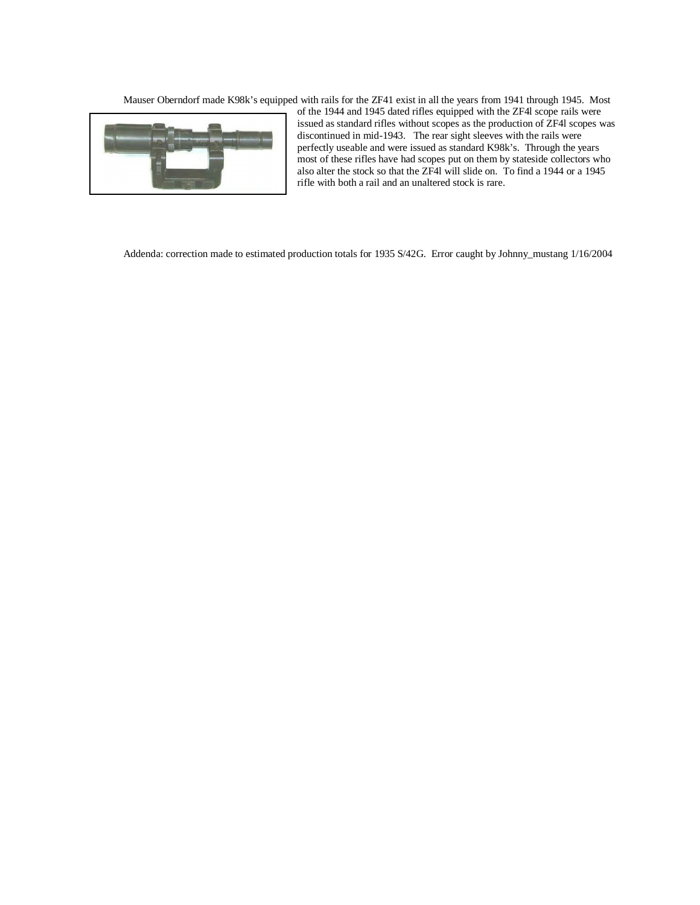Mauser Oberndorf made K98k's equipped with rails for the ZF41 exist in all the years from 1941 through 1945. Most of the 1944 and 1945 dated rifles equipped with the ZF4l scope rails were issued as standard rifles without scopes as the production of ZF4l scopes was discontinued in mid-1943. The rear sight sleeves with the rails were perfectly useable and were issued as standard K98k's. Through the years most of these rifles have had scopes put on them by stateside collectors who also alter the stock so that the ZF4l will slide on. To find a 1944 or a 1945 rifle with both a rail and an unaltered stock is rare.

Addenda: correction made to estimated production totals for 1935 S/42G. Error caught by Johnny_mustang 1/16/2004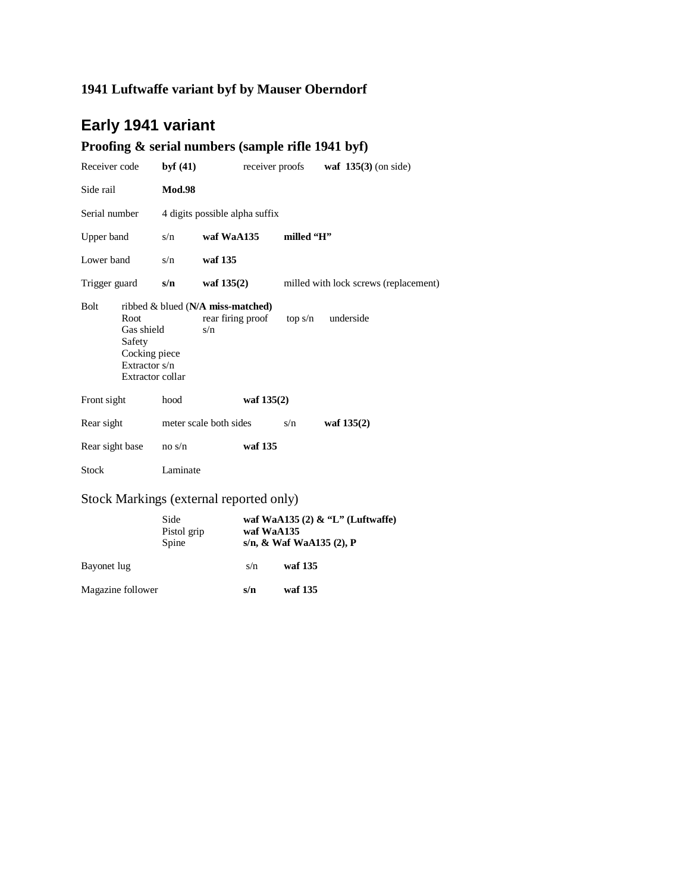**1941 Luftwaffe variant byf by Mauser Oberndorf**

## Early 1941 variant

### Proofing & serial numbers (sample rifle 1941 byf)

| | | | |
|---|---|---|---|
| Receiver code | **byf (41)** | receiver proofs | **waf 135(3)** (on side) |
| Side rail | **Mod.98** | | |
| Serial number | 4 digits possible alpha suffix | | |
| Upper band | s/n | **waf WaA135** | **milled "H"** |
| Lower band | s/n | **waf 135** | |
| Trigger guard | **s/n** | **waf 135(2)** | milled with lock screws (replacement) |

Bolt — ribbed & blued (**N/A miss-matched**)

| | | | |
|---|---|---|---|
| Root | rear firing proof | top s/n | underside |
| Gas shield | s/n | | |
| Safety | | | |
| Cocking piece | | | |
| Extractor s/n | | | |
| Extractor collar | | | |

| | | | |
|---|---|---|---|
| Front sight | hood | **waf 135(2)** | |
| Rear sight | meter scale both sides | s/n | **waf 135(2)** |
| Rear sight base | no s/n | **waf 135** | |
| Stock | Laminate | | |

Stock Markings (external reported only)

| | |
|---|---|
| Side | **waf WaA135 (2) & "L" (Luftwaffe)** |
| Pistol grip | **waf WaA135** |
| Spine | **s/n, & Waf WaA135 (2), P** |

| | | |
|---|---|---|
| Bayonet lug | s/n | **waf 135** |
| Magazine follower | **s/n** | **waf 135** |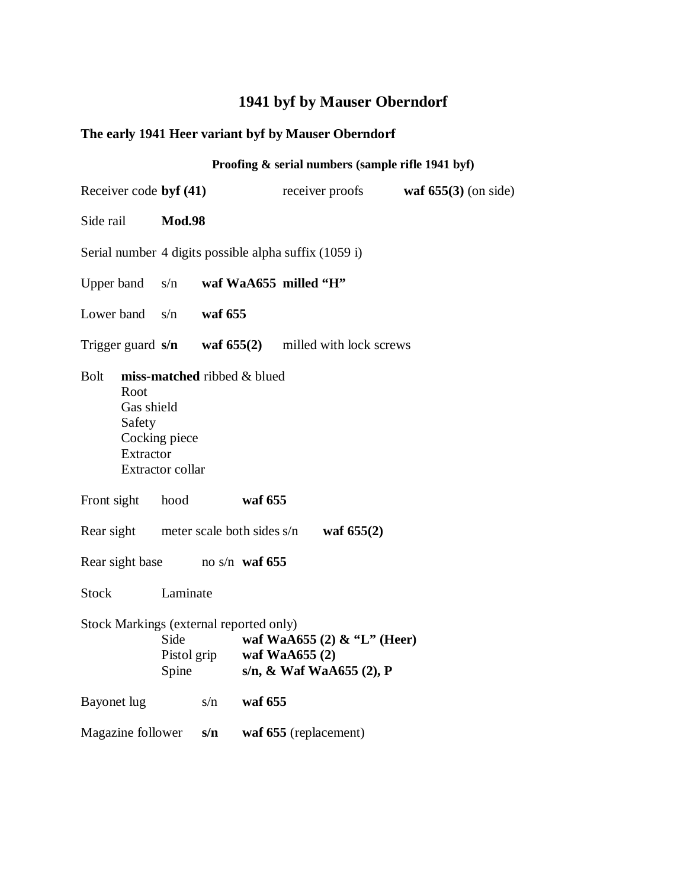# 1941 byf by Mauser Oberndorf

## The early 1941 Heer variant byf by Mauser Oberndorf

**Proofing & serial numbers (sample rifle 1941 byf)**

Receiver code **byf (41)** receiver proofs **waf 655(3)** (on side)

Side rail **Mod.98**

Serial number 4 digits possible alpha suffix (1059 i)

Upper band s/n **waf WaA655 milled "H"**

Lower band s/n **waf 655**

Trigger guard **s/n** **waf 655(2)** milled with lock screws

Bolt **miss-matched** ribbed & blued
- Root
- Gas shield
- Safety
- Cocking piece
- Extractor
- Extractor collar

Front sight hood **waf 655**

Rear sight meter scale both sides s/n **waf 655(2)**

Rear sight base no s/n **waf 655**

Stock Laminate

Stock Markings (external reported only)
- Side **waf WaA655 (2) & "L" (Heer)**
- Pistol grip **waf WaA655 (2)**
- Spine **s/n, & Waf WaA655 (2), P**

Bayonet lug s/n **waf 655**

Magazine follower **s/n** **waf 655** (replacement)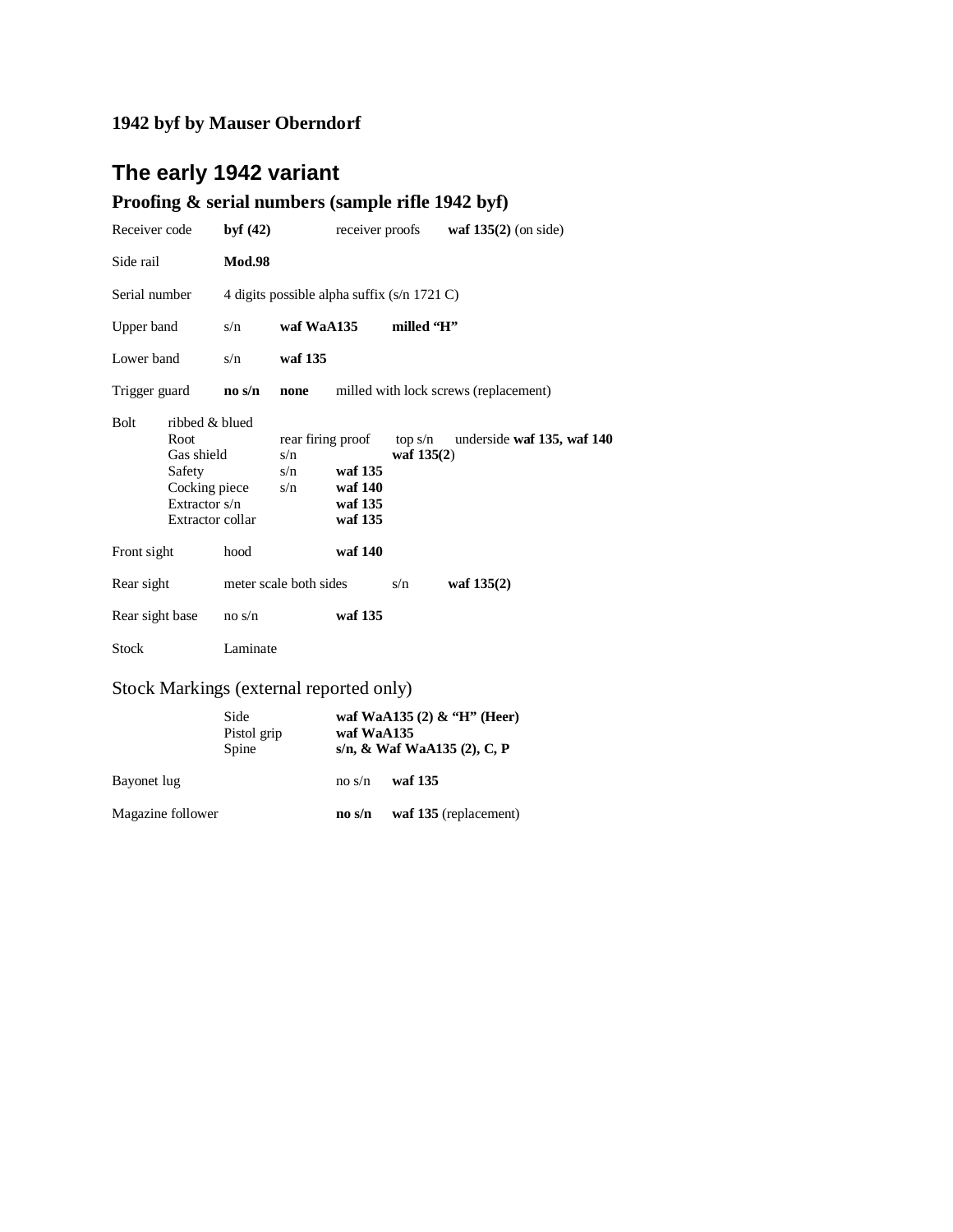**1942 byf by Mauser Oberndorf**

## The early 1942 variant

### Proofing & serial numbers (sample rifle 1942 byf)

| | | | | |
|---|---|---|---|---|
| Receiver code | **byf (42)** | | receiver proofs | **waf 135(2)** (on side) |
| Side rail | **Mod.98** | | | |
| Serial number | 4 digits possible alpha suffix (s/n 1721 C) | | | |
| Upper band | s/n | **waf WaA135** | **milled "H"** | |
| Lower band | s/n | **waf 135** | | |
| Trigger guard | **no s/n** | **none** | milled with lock screws (replacement) | |

| | | | | | |
|---|---|---|---|---|---|
| Bolt | ribbed & blued | | | | |
| | Root | rear firing proof | | top s/n | underside **waf 135, waf 140** |
| | Gas shield | s/n | | **waf 135(2**) | |
| | Safety | s/n | **waf 135** | | |
| | Cocking piece | s/n | **waf 140** | | |
| | Extractor s/n | | **waf 135** | | |
| | Extractor collar | | **waf 135** | | |

| | | | | |
|---|---|---|---|---|
| Front sight | hood | **waf 140** | | |
| Rear sight | meter scale both sides | | s/n | **waf 135(2)** |
| Rear sight base | no s/n | **waf 135** | | |
| Stock | Laminate | | | |

### Stock Markings (external reported only)

| | | |
|---|---|---|
| | Side | **waf WaA135 (2) & "H" (Heer)** |
| | Pistol grip | **waf WaA135** |
| | Spine | **s/n, & Waf WaA135 (2), C, P** |

| | | |
|---|---|---|
| Bayonet lug | no s/n | **waf 135** |
| Magazine follower | **no s/n** | **waf 135** (replacement) |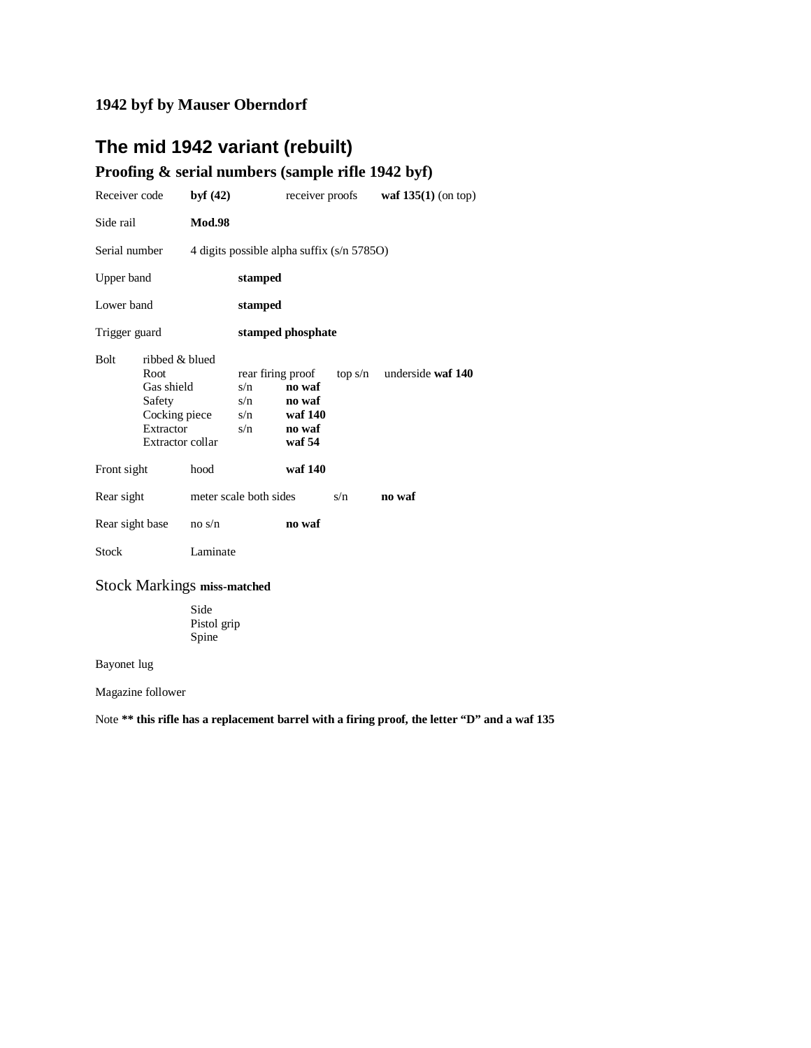**1942 byf by Mauser Oberndorf**

# The mid 1942 variant (rebuilt)

## Proofing & serial numbers (sample rifle 1942 byf)

| | | | | |
|---|---|---|---|---|
| Receiver code | **byf (42)** | receiver proofs | **waf 135(1)** (on top) | |
| Side rail | **Mod.98** | | | |
| Serial number | 4 digits possible alpha suffix (s/n 5785O) | | | |
| Upper band | | **stamped** | | |
| Lower band | | **stamped** | | |
| Trigger guard | | **stamped phosphate** | | |
| Bolt | ribbed & blued | | | |
| | Root | rear firing proof | top s/n | underside **waf 140** |
| | Gas shield | s/n | **no waf** | |
| | Safety | s/n | **no waf** | |
| | Cocking piece | s/n | **waf 140** | |
| | Extractor | s/n | **no waf** | |
| | Extractor collar | | **waf 54** | |
| Front sight | hood | | **waf 140** | |
| Rear sight | meter scale both sides | s/n | **no waf** | |
| Rear sight base | no s/n | | **no waf** | |
| Stock | Laminate | | | |

Stock Markings **miss-matched**

- Side
- Pistol grip
- Spine

Bayonet lug

Magazine follower

Note **** this rifle has a replacement barrel with a firing proof, the letter "D" and a waf 135**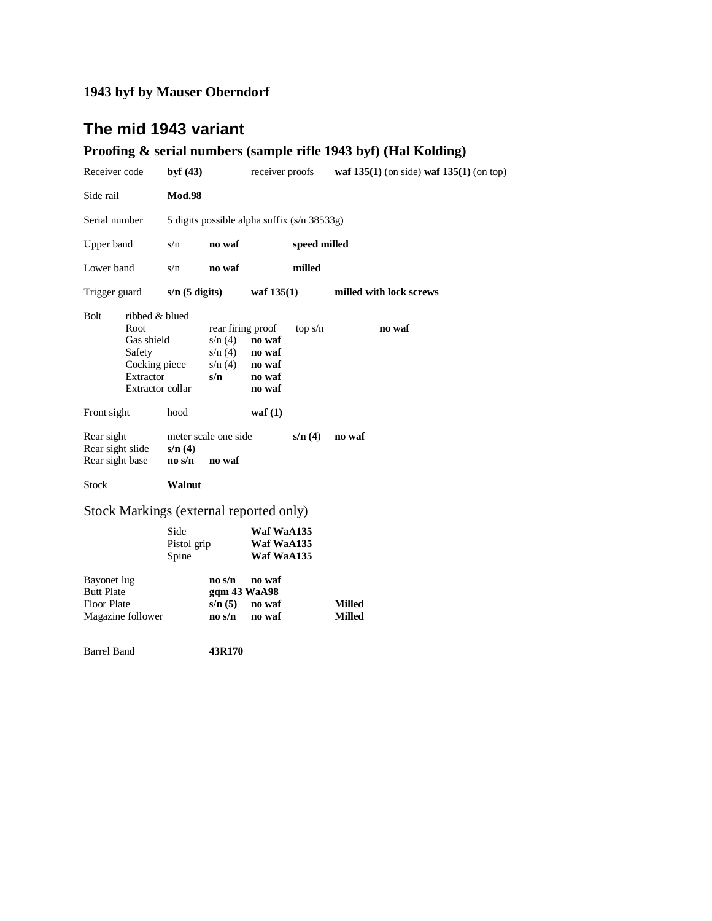**1943 byf by Mauser Oberndorf**

## The mid 1943 variant

### Proofing & serial numbers (sample rifle 1943 byf) (Hal Kolding)

| | | | | |
|---|---|---|---|---|
| Receiver code | **byf (43)** | receiver proofs | **waf 135(1)** (on side) **waf 135(1)** (on top) | |
| Side rail | **Mod.98** | | | |
| Serial number | 5 digits possible alpha suffix (s/n 38533g) | | | |
| Upper band | s/n | **no waf** | **speed milled** | |
| Lower band | s/n | **no waf** | **milled** | |
| Trigger guard | **s/n (5 digits)** | **waf 135(1)** | **milled with lock screws** | |

| Bolt | ribbed & blued | | | |
|---|---|---|---|---|
| | Root | rear firing proof | top s/n | **no waf** |
| | Gas shield | s/n (4) | **no waf** | |
| | Safety | s/n (4) | **no waf** | |
| | Cocking piece | s/n (4) | **no waf** | |
| | Extractor | **s/n** | **no waf** | |
| | Extractor collar | | **no waf** | |

| | | | | |
|---|---|---|---|---|
| Front sight | hood | **waf (1)** | | |
| Rear sight | meter scale one side | | **s/n (4)** | **no waf** |
| Rear sight slide | **s/n (4)** | | | |
| Rear sight base | **no s/n** | **no waf** | | |
| Stock | **Walnut** | | | |

Stock Markings (external reported only)

| | |
|---|---|
| Side | **Waf WaA135** |
| Pistol grip | **Waf WaA135** |
| Spine | **Waf WaA135** |

| | | | |
|---|---|---|---|
| Bayonet lug | **no s/n** | **no waf** | |
| Butt Plate | **gqm 43 WaA98** | | |
| Floor Plate | **s/n (5)** | **no waf** | **Milled** |
| Magazine follower | **no s/n** | **no waf** | **Milled** |

Barrel Band **43R170**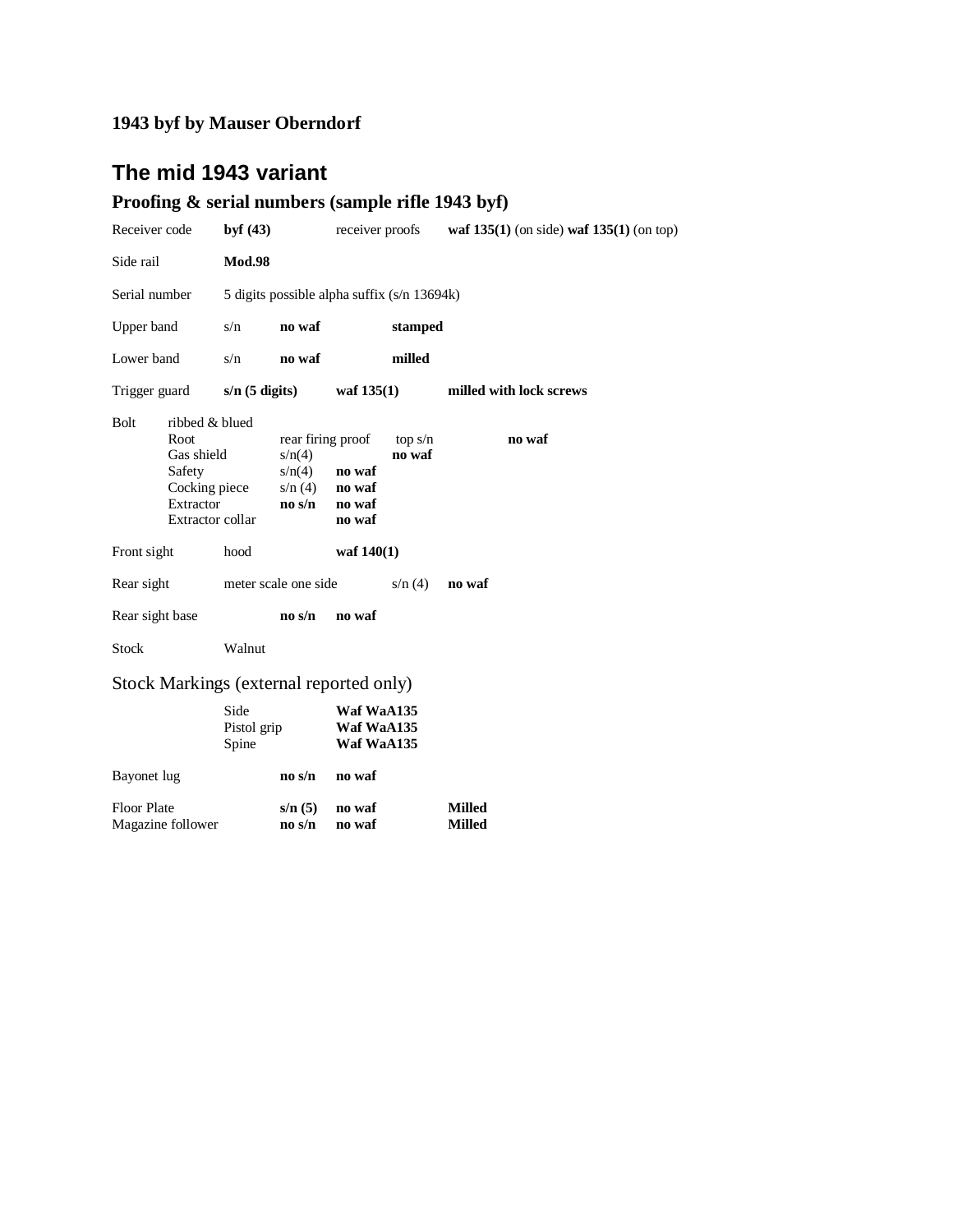**1943 byf by Mauser Oberndorf**

# The mid 1943 variant

## Proofing & serial numbers (sample rifle 1943 byf)

| | | | | | |
|---|---|---|---|---|---|
| Receiver code | **byf (43)** | | receiver proofs | **waf 135(1)** (on side) **waf 135(1)** (on top) | |
| Side rail | **Mod.98** | | | | |
| Serial number | 5 digits possible alpha suffix (s/n 13694k) | | | | |
| Upper band | s/n | **no waf** | | **stamped** | |
| Lower band | s/n | **no waf** | | **milled** | |
| Trigger guard | **s/n (5 digits)** | | **waf 135(1)** | **milled with lock screws** | |

| Bolt | ribbed & blued | | | | |
|---|---|---|---|---|---|
| | Root | rear firing proof | | top s/n | **no waf** |
| | Gas shield | s/n(4) | | **no waf** | |
| | Safety | s/n(4) | **no waf** | | |
| | Cocking piece | s/n (4) | **no waf** | | |
| | Extractor | **no s/n** | **no waf** | | |
| | Extractor collar | | **no waf** | | |

| | | | | |
|---|---|---|---|---|
| Front sight | hood | **waf 140(1)** | | |
| Rear sight | meter scale one side | | s/n (4) | **no waf** |
| Rear sight base | **no s/n** | **no waf** | | |
| Stock | Walnut | | | |

Stock Markings (external reported only)

| | |
|---|---|
| Side | **Waf WaA135** |
| Pistol grip | **Waf WaA135** |
| Spine | **Waf WaA135** |

| | | | |
|---|---|---|---|
| Bayonet lug | **no s/n** | **no waf** | |
| Floor Plate | **s/n (5)** | **no waf** | **Milled** |
| Magazine follower | **no s/n** | **no waf** | **Milled** |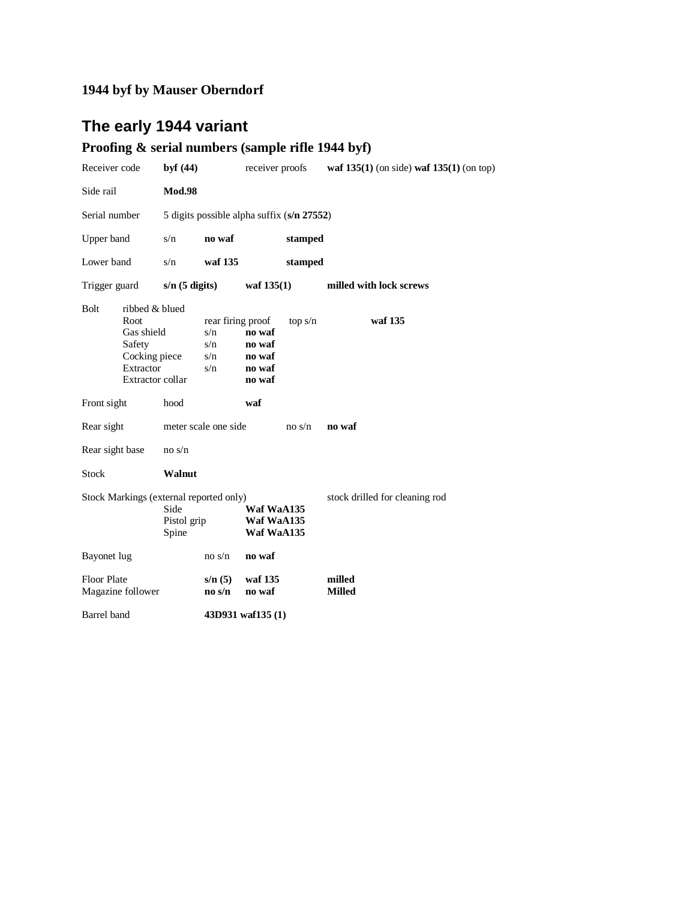**1944 byf by Mauser Oberndorf**

# The early 1944 variant

## Proofing & serial numbers (sample rifle 1944 byf)

| | | | | | |
|---|---|---|---|---|---|
| Receiver code | **byf (44)** | | receiver proofs | | **waf 135(1)** (on side) **waf 135(1)** (on top) |
| Side rail | **Mod.98** | | | | |
| Serial number | 5 digits possible alpha suffix (**s/n 27552**) | | | | |
| Upper band | s/n | **no waf** | | **stamped** | |
| Lower band | s/n | **waf 135** | | **stamped** | |
| Trigger guard | **s/n (5 digits)** | | **waf 135(1)** | | **milled with lock screws** |
| Bolt | ribbed & blued | | | | |
| | Root | rear firing proof | | top s/n | **waf 135** |
| | Gas shield | s/n | **no waf** | | |
| | Safety | s/n | **no waf** | | |
| | Cocking piece | s/n | **no waf** | | |
| | Extractor | s/n | **no waf** | | |
| | Extractor collar | | **no waf** | | |
| Front sight | hood | | **waf** | | |
| Rear sight | meter scale one side | | | no s/n | **no waf** |
| Rear sight base | no s/n | | | | |
| Stock | **Walnut** | | | | |
| Stock Markings (external reported only) | | | | | stock drilled for cleaning rod |
| | Side | | **Waf WaA135** | | |
| | Pistol grip | | **Waf WaA135** | | |
| | Spine | | **Waf WaA135** | | |
| Bayonet lug | | no s/n | **no waf** | | |
| Floor Plate | | **s/n (5)** | **waf 135** | | **milled** |
| Magazine follower | | **no s/n** | **no waf** | | **Milled** |
| Barrel band | | **43D931 waf135 (1)** | | | |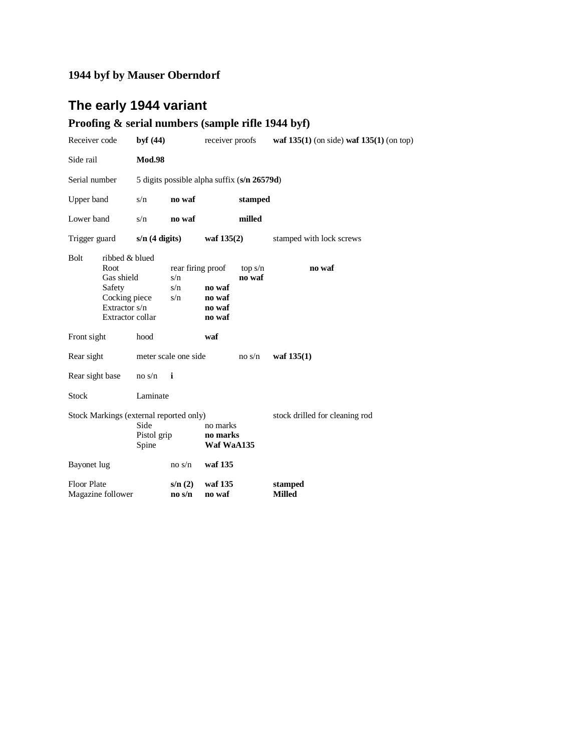**1944 byf by Mauser Oberndorf**

## The early 1944 variant

### Proofing & serial numbers (sample rifle 1944 byf)

| | | | | |
|---|---|---|---|---|
| Receiver code | **byf (44)** | receiver proofs | | **waf 135(1)** (on side) **waf 135(1)** (on top) |
| Side rail | **Mod.98** | | | |
| Serial number | 5 digits possible alpha suffix (**s/n 26579d**) | | | |
| Upper band | s/n | **no waf** | **stamped** | |
| Lower band | s/n | **no waf** | **milled** | |
| Trigger guard | **s/n (4 digits)** | **waf 135(2)** | | stamped with lock screws |

Bolt ribbed & blued

| | | | | |
|---|---|---|---|---|
| Root | rear firing proof | | top s/n | **no waf** |
| Gas shield | s/n | | **no waf** | |
| Safety | s/n | **no waf** | | |
| Cocking piece | s/n | **no waf** | | |
| Extractor s/n | | **no waf** | | |
| Extractor collar | | **no waf** | | |

| | | | | |
|---|---|---|---|---|
| Front sight | hood | **waf** | | |
| Rear sight | meter scale one side | | no s/n | **waf 135(1)** |
| Rear sight base | no s/n | **i** | | |
| Stock | Laminate | | | |

Stock Markings (external reported only) — stock drilled for cleaning rod

| | |
|---|---|
| Side | no marks |
| Pistol grip | **no marks** |
| Spine | **Waf WaA135** |

| | | | |
|---|---|---|---|
| Bayonet lug | no s/n | **waf 135** | |
| Floor Plate | **s/n (2)** | **waf 135** | **stamped** |
| Magazine follower | **no s/n** | **no waf** | **Milled** |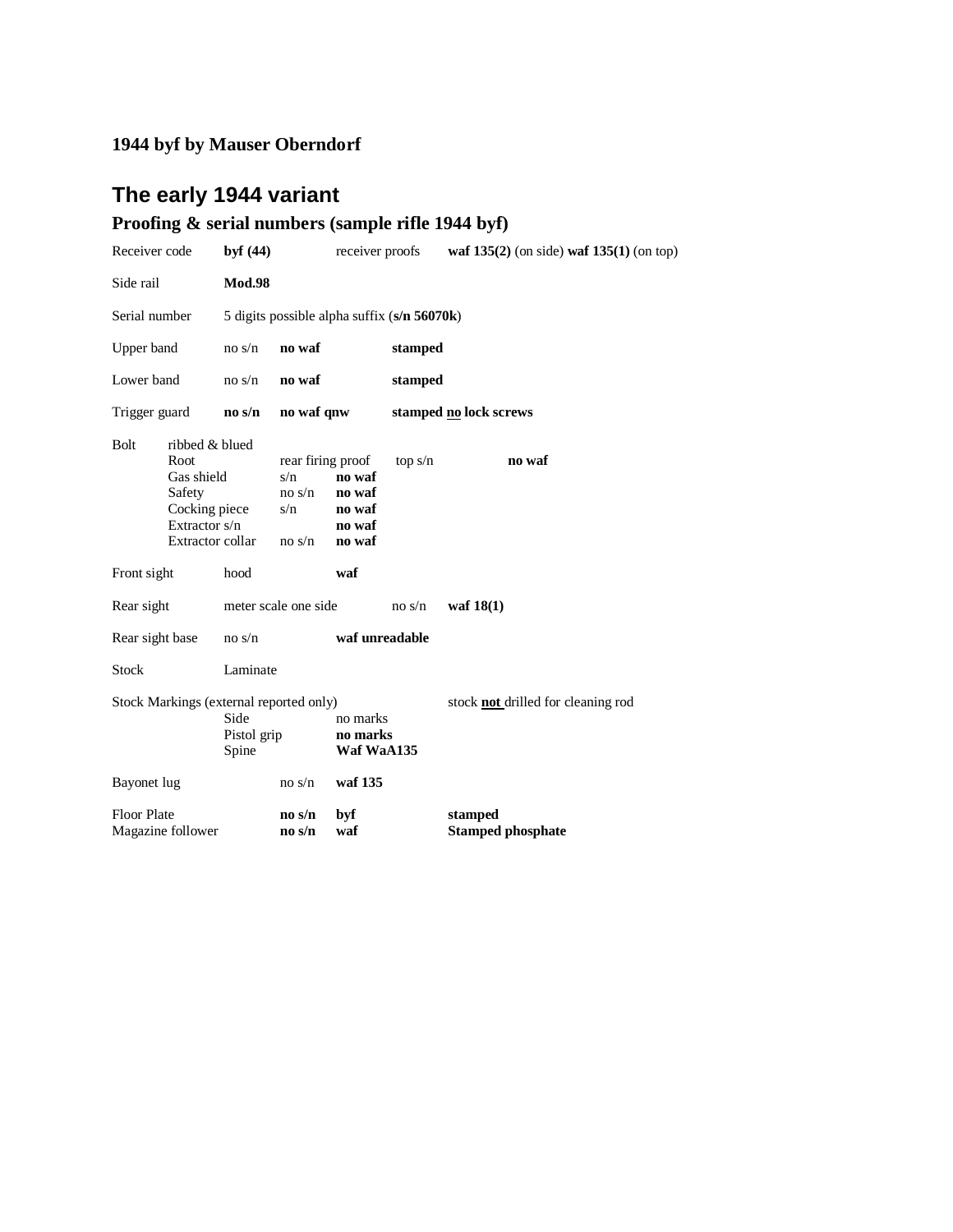**1944 byf by Mauser Oberndorf**

# The early 1944 variant

## Proofing & serial numbers (sample rifle 1944 byf)

| | | | | |
|---|---|---|---|---|
| Receiver code | **byf (44)** | receiver proofs | **waf 135(2)** (on side) **waf 135(1)** (on top) | |
| Side rail | **Mod.98** | | | |
| Serial number | 5 digits possible alpha suffix (**s/n 56070k**) | | | |
| Upper band | no s/n | **no waf** | **stamped** | |
| Lower band | no s/n | **no waf** | **stamped** | |
| Trigger guard | **no s/n** | **no waf qnw** | **stamped no lock screws** | |

| Bolt | ribbed & blued | | | |
|---|---|---|---|---|
| | Root | rear firing proof | top s/n | **no waf** |
| | Gas shield | s/n | **no waf** | |
| | Safety | no s/n | **no waf** | |
| | Cocking piece | s/n | **no waf** | |
| | Extractor s/n | | **no waf** | |
| | Extractor collar | no s/n | **no waf** | |

| | | | | |
|---|---|---|---|---|
| Front sight | hood | | **waf** | |
| Rear sight | meter scale one side | | no s/n | **waf 18(1)** |
| Rear sight base | no s/n | | **waf unreadable** | |
| Stock | Laminate | | | |

Stock Markings (external reported only) — stock **not** drilled for cleaning rod

| | |
|---|---|
| Side | no marks |
| Pistol grip | **no marks** |
| Spine | **Waf WaA135** |

| | | | |
|---|---|---|---|
| Bayonet lug | no s/n | **waf 135** | |
| Floor Plate | **no s/n** | **byf** | **stamped** |
| Magazine follower | **no s/n** | **waf** | **Stamped phosphate** |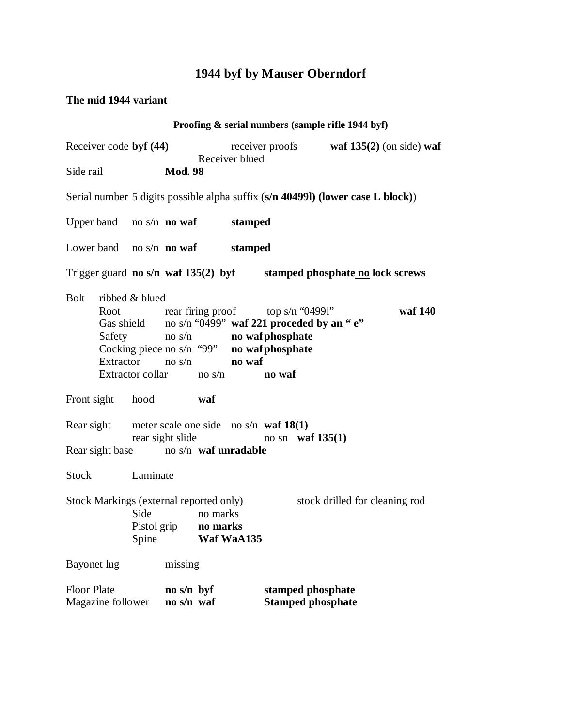# 1944 byf by Mauser Oberndorf

**The mid 1944 variant**

**Proofing & serial numbers (sample rifle 1944 byf)**

Receiver code **byf (44)** receiver proofs **waf 135(2)** (on side) **waf**
Receiver blued
Side rail **Mod. 98**

Serial number 5 digits possible alpha suffix (**s/n 40499l) (lower case L block)**)

Upper band no s/n **no waf** **stamped**

Lower band no s/n **no waf** **stamped**

Trigger guard **no s/n waf 135(2) byf** **stamped phosphate <u>no</u> lock screws**

Bolt ribbed & blued
- Root rear firing proof top s/n “0499l” **waf 140**
- Gas shield no s/n “0499” **waf 221 proceded by an “ e”**
- Safety no s/n **no waf phosphate**
- Cocking piece no s/n “99” **no waf phosphate**
- Extractor no s/n **no waf**
- Extractor collar no s/n **no waf**

Front sight hood **waf**

Rear sight meter scale one side no s/n **waf 18(1)**
rear sight slide no sn **waf 135(1)**
Rear sight base no s/n **waf unradable**

Stock Laminate

Stock Markings (external reported only) stock drilled for cleaning rod
- Side no marks
- Pistol grip **no marks**
- Spine **Waf WaA135**

Bayonet lug missing

Floor Plate **no s/n byf** **stamped phosphate**
Magazine follower **no s/n waf** **Stamped phosphate**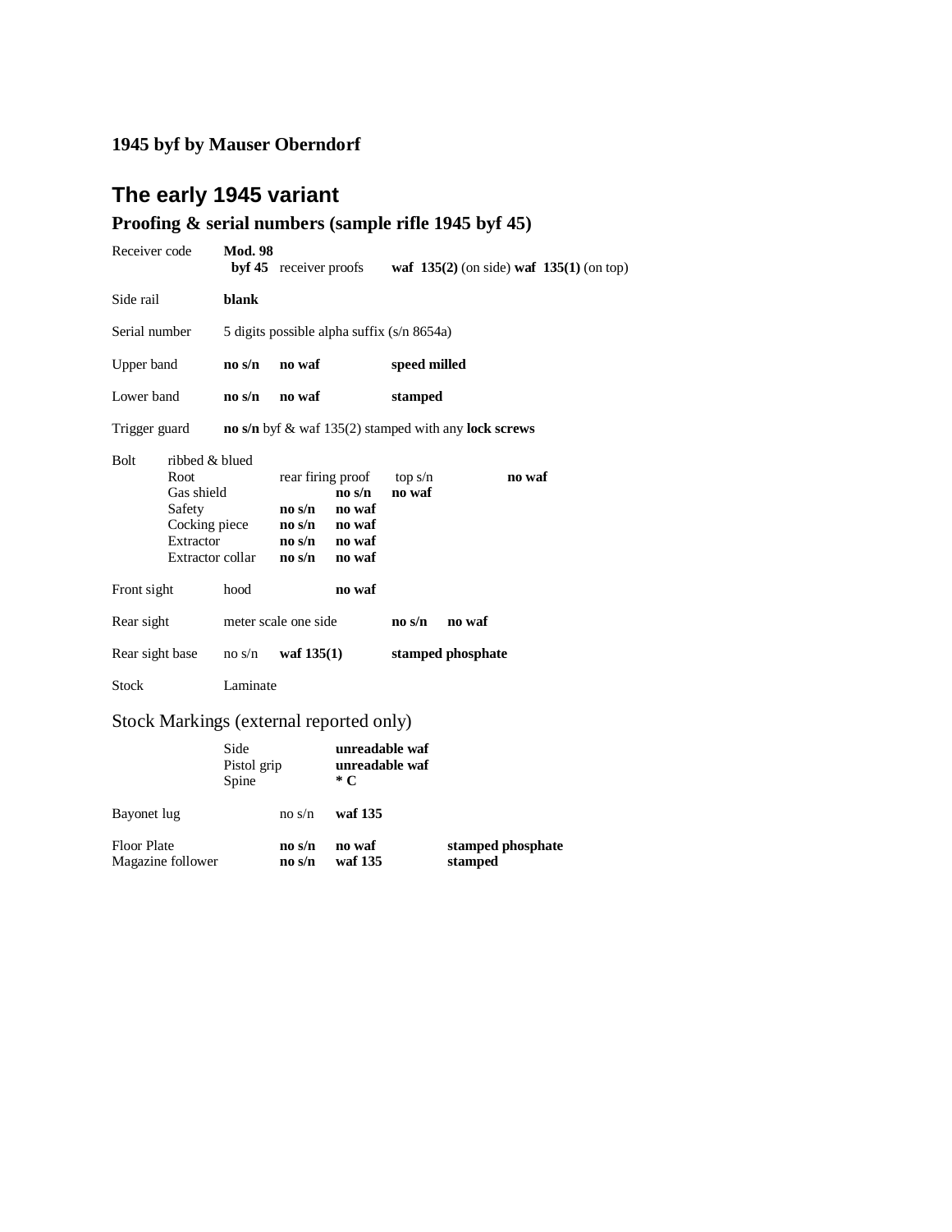**1945 byf by Mauser Oberndorf**

# The early 1945 variant

## Proofing & serial numbers (sample rifle 1945 byf 45)

| | | | | |
|---|---|---|---|---|
| Receiver code | **Mod. 98** **byf 45** | receiver proofs | | **waf 135(2)** (on side) **waf 135(1)** (on top) |
| Side rail | **blank** | | | |
| Serial number | 5 digits possible alpha suffix (s/n 8654a) | | | |
| Upper band | **no s/n** | **no waf** | | **speed milled** |
| Lower band | **no s/n** | **no waf** | | **stamped** |
| Trigger guard | **no s/n** byf & waf 135(2) stamped with any **lock screws** | | | |

| | | | | | |
|---|---|---|---|---|---|
| Bolt | ribbed & blued | | | | |
| | Root | rear firing proof | | top s/n | **no waf** |
| | Gas shield | | **no s/n** | **no waf** | |
| | Safety | **no s/n** | **no waf** | | |
| | Cocking piece | **no s/n** | **no waf** | | |
| | Extractor | **no s/n** | **no waf** | | |
| | Extractor collar | **no s/n** | **no waf** | | |

| | | | | |
|---|---|---|---|---|
| Front sight | hood | | **no waf** | |
| Rear sight | meter scale one side | | **no s/n** | **no waf** |
| Rear sight base | no s/n | **waf 135(1)** | **stamped phosphate** | |
| Stock | Laminate | | | |

## Stock Markings (external reported only)

| | | |
|---|---|---|
| | Side | **unreadable waf** |
| | Pistol grip | **unreadable waf** |
| | Spine | **\* C** |

| | | | |
|---|---|---|---|
| Bayonet lug | no s/n | **waf 135** | |
| Floor Plate | **no s/n** | **no waf** | **stamped phosphate** |
| Magazine follower | **no s/n** | **waf 135** | **stamped** |